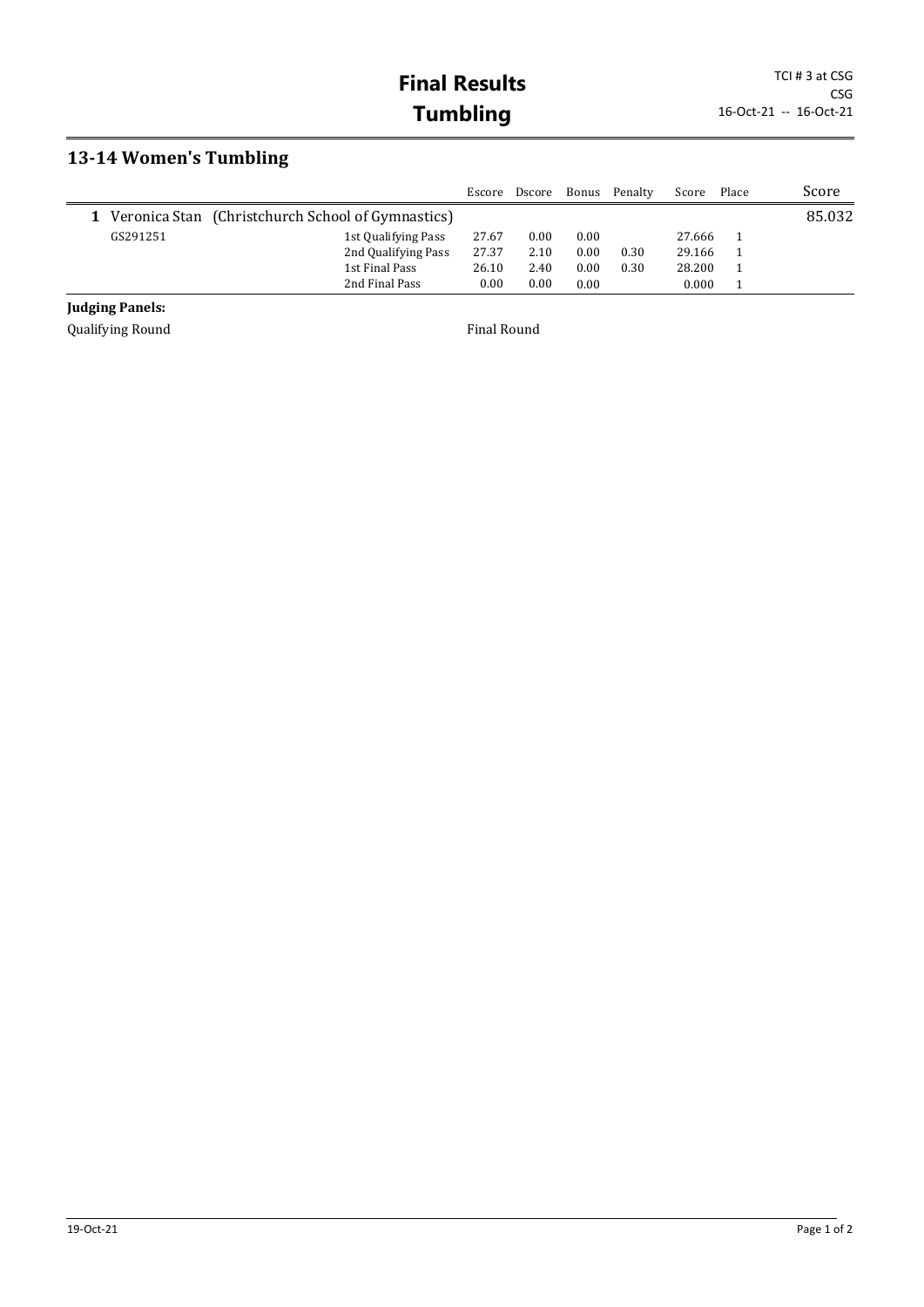# Final Results
# Tumbling

TCI # 3 at CSG
CSG
16-Oct-21 -- 16-Oct-21

## 13-14 Women's Tumbling

| | | | Escore | Dscore | Bonus | Penalty | Score | Place | Score |
|---|---|---|---|---|---|---|---|---|---|
| **1** | Veronica Stan (Christchurch School of Gymnastics) | | | | | | | | 85.032 |
| | GS291251 | 1st Qualifying Pass | 27.67 | 0.00 | 0.00 | | 27.666 | 1 | |
| | | 2nd Qualifying Pass | 27.37 | 2.10 | 0.00 | 0.30 | 29.166 | 1 | |
| | | 1st Final Pass | 26.10 | 2.40 | 0.00 | 0.30 | 28.200 | 1 | |
| | | 2nd Final Pass | 0.00 | 0.00 | 0.00 | | 0.000 | 1 | |

**Judging Panels:**

Qualifying Round

Final Round

19-Oct-21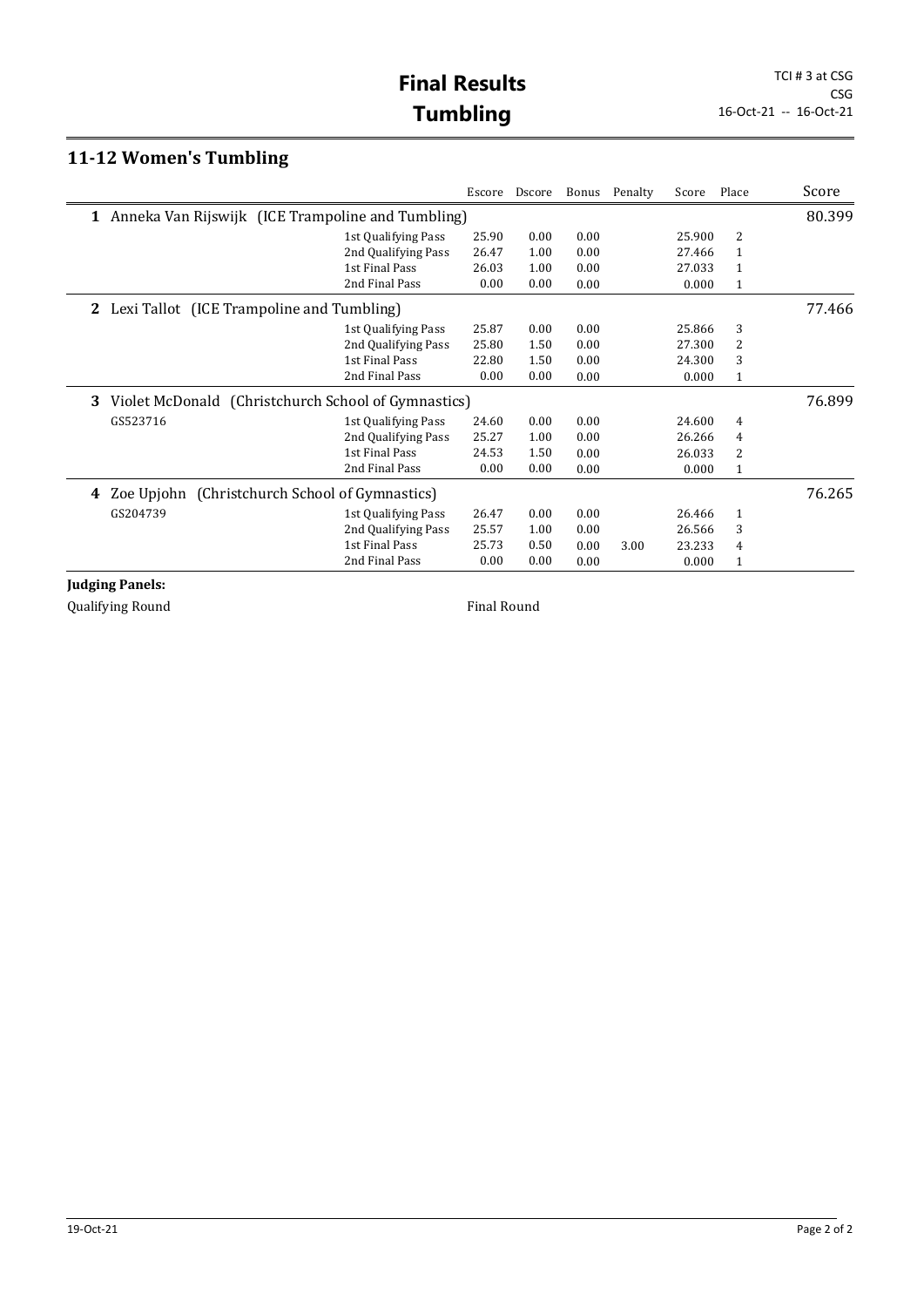# Final Results
# Tumbling

TCI # 3 at CSG
CSG
16-Oct-21 -- 16-Oct-21

## 11-12 Women's Tumbling

| | | Escore | Dscore | Bonus | Penalty | Score | Place | Score |
|---|---|---|---|---|---|---|---|---|
| **1** Anneka Van Rijswijk (ICE Trampoline and Tumbling) | | | | | | | | 80.399 |
| | 1st Qualifying Pass | 25.90 | 0.00 | 0.00 | | 25.900 | 2 | |
| | 2nd Qualifying Pass | 26.47 | 1.00 | 0.00 | | 27.466 | 1 | |
| | 1st Final Pass | 26.03 | 1.00 | 0.00 | | 27.033 | 1 | |
| | 2nd Final Pass | 0.00 | 0.00 | 0.00 | | 0.000 | 1 | |
| **2** Lexi Tallot (ICE Trampoline and Tumbling) | | | | | | | | 77.466 |
| | 1st Qualifying Pass | 25.87 | 0.00 | 0.00 | | 25.866 | 3 | |
| | 2nd Qualifying Pass | 25.80 | 1.50 | 0.00 | | 27.300 | 2 | |
| | 1st Final Pass | 22.80 | 1.50 | 0.00 | | 24.300 | 3 | |
| | 2nd Final Pass | 0.00 | 0.00 | 0.00 | | 0.000 | 1 | |
| **3** Violet McDonald (Christchurch School of Gymnastics) | | | | | | | | 76.899 |
| GS523716 | 1st Qualifying Pass | 24.60 | 0.00 | 0.00 | | 24.600 | 4 | |
| | 2nd Qualifying Pass | 25.27 | 1.00 | 0.00 | | 26.266 | 4 | |
| | 1st Final Pass | 24.53 | 1.50 | 0.00 | | 26.033 | 2 | |
| | 2nd Final Pass | 0.00 | 0.00 | 0.00 | | 0.000 | 1 | |
| **4** Zoe Upjohn (Christchurch School of Gymnastics) | | | | | | | | 76.265 |
| GS204739 | 1st Qualifying Pass | 26.47 | 0.00 | 0.00 | | 26.466 | 1 | |
| | 2nd Qualifying Pass | 25.57 | 1.00 | 0.00 | | 26.566 | 3 | |
| | 1st Final Pass | 25.73 | 0.50 | 0.00 | 3.00 | 23.233 | 4 | |
| | 2nd Final Pass | 0.00 | 0.00 | 0.00 | | 0.000 | 1 | |

**Judging Panels:**

Qualifying Round

Final Round

19-Oct-21